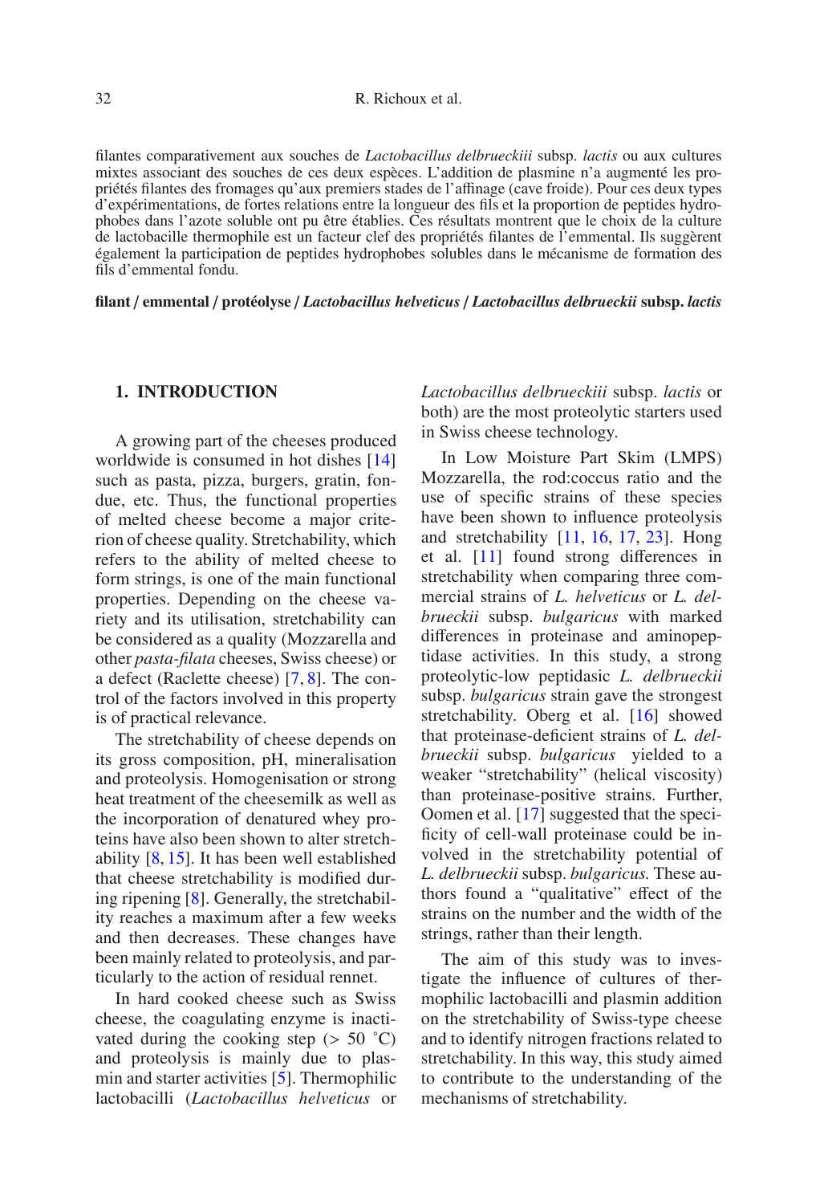filantes comparativement aux souches de *Lactobacillus delbrueckiii* subsp. *lactis* ou aux cultures mixtes associant des souches de ces deux espèces. L'addition de plasmine n'a augmenté les propriétés filantes des fromages qu'aux premiers stades de l'affinage (cave froide). Pour ces deux types d'expérimentations, de fortes relations entre la longueur des fils et la proportion de peptides hydrophobes dans l'azote soluble ont pu être établies. Ces résultats montrent que le choix de la culture de lactobacille thermophile est un facteur clef des propriétés filantes de l'emmental. Ils suggèrent également la participation de peptides hydrophobes solubles dans le mécanisme de formation des fils d'emmental fondu.

**filant / emmental / protéolyse / *Lactobacillus helveticus* / *Lactobacillus delbrueckii* subsp. *lactis***

## 1. INTRODUCTION

A growing part of the cheeses produced worldwide is consumed in hot dishes [14] such as pasta, pizza, burgers, gratin, fondue, etc. Thus, the functional properties of melted cheese become a major criterion of cheese quality. Stretchability, which refers to the ability of melted cheese to form strings, is one of the main functional properties. Depending on the cheese variety and its utilisation, stretchability can be considered as a quality (Mozzarella and other *pasta-filata* cheeses, Swiss cheese) or a defect (Raclette cheese) [7, 8]. The control of the factors involved in this property is of practical relevance.

The stretchability of cheese depends on its gross composition, pH, mineralisation and proteolysis. Homogenisation or strong heat treatment of the cheesemilk as well as the incorporation of denatured whey proteins have also been shown to alter stretchability [8, 15]. It has been well established that cheese stretchability is modified during ripening [8]. Generally, the stretchability reaches a maximum after a few weeks and then decreases. These changes have been mainly related to proteolysis, and particularly to the action of residual rennet.

In hard cooked cheese such as Swiss cheese, the coagulating enzyme is inactivated during the cooking step (> 50 °C) and proteolysis is mainly due to plasmin and starter activities [5]. Thermophilic lactobacilli (*Lactobacillus helveticus* or *Lactobacillus delbrueckiii* subsp. *lactis* or both) are the most proteolytic starters used in Swiss cheese technology.

In Low Moisture Part Skim (LMPS) Mozzarella, the rod:coccus ratio and the use of specific strains of these species have been shown to influence proteolysis and stretchability [11, 16, 17, 23]. Hong et al. [11] found strong differences in stretchability when comparing three commercial strains of *L. helveticus* or *L. delbrueckii* subsp. *bulgaricus* with marked differences in proteinase and aminopeptidase activities. In this study, a strong proteolytic-low peptidasic *L. delbrueckii* subsp. *bulgaricus* strain gave the strongest stretchability. Oberg et al. [16] showed that proteinase-deficient strains of *L. delbrueckii* subsp. *bulgaricus* yielded to a weaker "stretchability" (helical viscosity) than proteinase-positive strains. Further, Oomen et al. [17] suggested that the specificity of cell-wall proteinase could be involved in the stretchability potential of *L. delbrueckii* subsp. *bulgaricus.* These authors found a "qualitative" effect of the strains on the number and the width of the strings, rather than their length.

The aim of this study was to investigate the influence of cultures of thermophilic lactobacilli and plasmin addition on the stretchability of Swiss-type cheese and to identify nitrogen fractions related to stretchability. In this way, this study aimed to contribute to the understanding of the mechanisms of stretchability.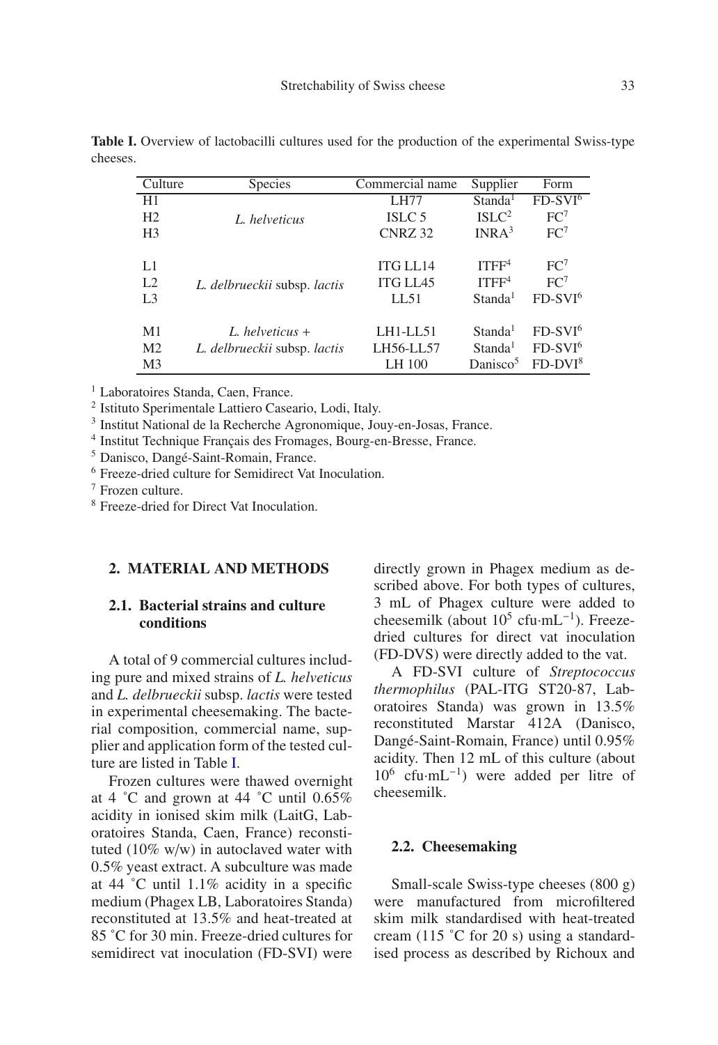**Table I.** Overview of lactobacilli cultures used for the production of the experimental Swiss-type cheeses.

| Culture | Species | Commercial name | Supplier | Form |
|---|---|---|---|---|
| H1 | *L. helveticus* | LH77 | Standa[1] | FD-SVI[6] |
| H2 | | ISLC 5 | ISLC[2] | FC[7] |
| H3 | | CNRZ 32 | INRA[3] | FC[7] |
| L1 | *L. delbrueckii* subsp. *lactis* | ITG LL14 | ITFF[4] | FC[7] |
| L2 | | ITG LL45 | ITFF[4] | FC[7] |
| L3 | | LL51 | Standa[1] | FD-SVI[6] |
| M1 | *L. helveticus* + *L. delbrueckii* subsp. *lactis* | LH1-LL51 | Standa[1] | FD-SVI[6] |
| M2 | | LH56-LL57 | Standa[1] | FD-SVI[6] |
| M3 | | LH 100 | Danisco[5] | FD-DVI[8] |

[1] Laboratoires Standa, Caen, France.
[2] Istituto Sperimentale Lattiero Caseario, Lodi, Italy.
[3] Institut National de la Recherche Agronomique, Jouy-en-Josas, France.
[4] Institut Technique Français des Fromages, Bourg-en-Bresse, France.
[5] Danisco, Dangé-Saint-Romain, France.
[6] Freeze-dried culture for Semidirect Vat Inoculation.
[7] Frozen culture.
[8] Freeze-dried for Direct Vat Inoculation.

## 2. MATERIAL AND METHODS

### 2.1. Bacterial strains and culture conditions

A total of 9 commercial cultures including pure and mixed strains of *L. helveticus* and *L. delbrueckii* subsp. *lactis* were tested in experimental cheesemaking. The bacterial composition, commercial name, supplier and application form of the tested culture are listed in Table I.

Frozen cultures were thawed overnight at 4 °C and grown at 44 °C until 0.65% acidity in ionised skim milk (LaitG, Laboratoires Standa, Caen, France) reconstituted (10% w/w) in autoclaved water with 0.5% yeast extract. A subculture was made at 44 °C until 1.1% acidity in a specific medium (Phagex LB, Laboratoires Standa) reconstituted at 13.5% and heat-treated at 85 °C for 30 min. Freeze-dried cultures for semidirect vat inoculation (FD-SVI) were directly grown in Phagex medium as described above. For both types of cultures, 3 mL of Phagex culture were added to cheesemilk (about $10^5$ cfu·mL$^{-1}$). Freeze-dried cultures for direct vat inoculation (FD-DVS) were directly added to the vat.

A FD-SVI culture of *Streptococcus thermophilus* (PAL-ITG ST20-87, Laboratoires Standa) was grown in 13.5% reconstituted Marstar 412A (Danisco, Dangé-Saint-Romain, France) until 0.95% acidity. Then 12 mL of this culture (about $10^6$ cfu·mL$^{-1}$) were added per litre of cheesemilk.

### 2.2. Cheesemaking

Small-scale Swiss-type cheeses (800 g) were manufactured from microfiltered skim milk standardised with heat-treated cream (115 °C for 20 s) using a standardised process as described by Richoux and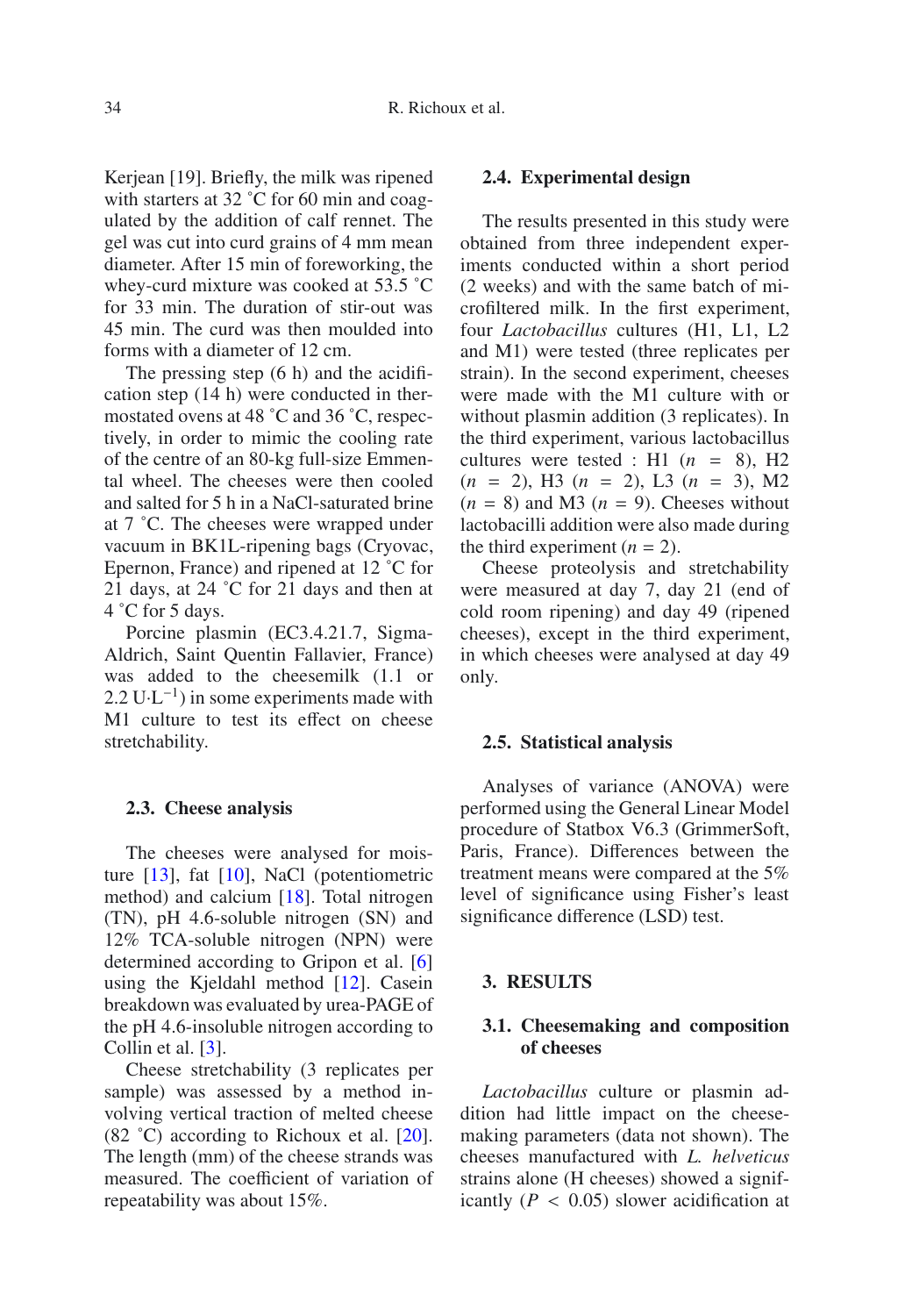Kerjean [19]. Briefly, the milk was ripened with starters at 32 ˚C for 60 min and coagulated by the addition of calf rennet. The gel was cut into curd grains of 4 mm mean diameter. After 15 min of foreworking, the whey-curd mixture was cooked at 53.5 ˚C for 33 min. The duration of stir-out was 45 min. The curd was then moulded into forms with a diameter of 12 cm.

The pressing step (6 h) and the acidification step (14 h) were conducted in thermostated ovens at 48 ˚C and 36 ˚C, respectively, in order to mimic the cooling rate of the centre of an 80-kg full-size Emmental wheel. The cheeses were then cooled and salted for 5 h in a NaCl-saturated brine at 7 ˚C. The cheeses were wrapped under vacuum in BK1L-ripening bags (Cryovac, Epernon, France) and ripened at 12 ˚C for 21 days, at 24 ˚C for 21 days and then at 4 ˚C for 5 days.

Porcine plasmin (EC3.4.21.7, Sigma-Aldrich, Saint Quentin Fallavier, France) was added to the cheesemilk (1.1 or 2.2 $U \cdot L^{-1}$) in some experiments made with M1 culture to test its effect on cheese stretchability.

### 2.3. Cheese analysis

The cheeses were analysed for moisture [13], fat [10], NaCl (potentiometric method) and calcium [18]. Total nitrogen (TN), pH 4.6-soluble nitrogen (SN) and 12% TCA-soluble nitrogen (NPN) were determined according to Gripon et al. [6] using the Kjeldahl method [12]. Casein breakdown was evaluated by urea-PAGE of the pH 4.6-insoluble nitrogen according to Collin et al. [3].

Cheese stretchability (3 replicates per sample) was assessed by a method involving vertical traction of melted cheese (82 ˚C) according to Richoux et al. [20]. The length (mm) of the cheese strands was measured. The coefficient of variation of repeatability was about 15%.

### 2.4. Experimental design

The results presented in this study were obtained from three independent experiments conducted within a short period (2 weeks) and with the same batch of microfiltered milk. In the first experiment, four *Lactobacillus* cultures (H1, L1, L2 and M1) were tested (three replicates per strain). In the second experiment, cheeses were made with the M1 culture with or without plasmin addition (3 replicates). In the third experiment, various lactobacillus cultures were tested : H1 ($n$ = 8), H2 ($n$ = 2), H3 ($n$ = 2), L3 ($n$ = 3), M2 ($n$ = 8) and M3 ($n$ = 9). Cheeses without lactobacilli addition were also made during the third experiment ($n$ = 2).

Cheese proteolysis and stretchability were measured at day 7, day 21 (end of cold room ripening) and day 49 (ripened cheeses), except in the third experiment, in which cheeses were analysed at day 49 only.

### 2.5. Statistical analysis

Analyses of variance (ANOVA) were performed using the General Linear Model procedure of Statbox V6.3 (GrimmerSoft, Paris, France). Differences between the treatment means were compared at the 5% level of significance using Fisher's least significance difference (LSD) test.

## 3. RESULTS

### 3.1. Cheesemaking and composition of cheeses

*Lactobacillus* culture or plasmin addition had little impact on the cheesemaking parameters (data not shown). The cheeses manufactured with *L. helveticus* strains alone (H cheeses) showed a significantly ($P < 0.05$) slower acidification at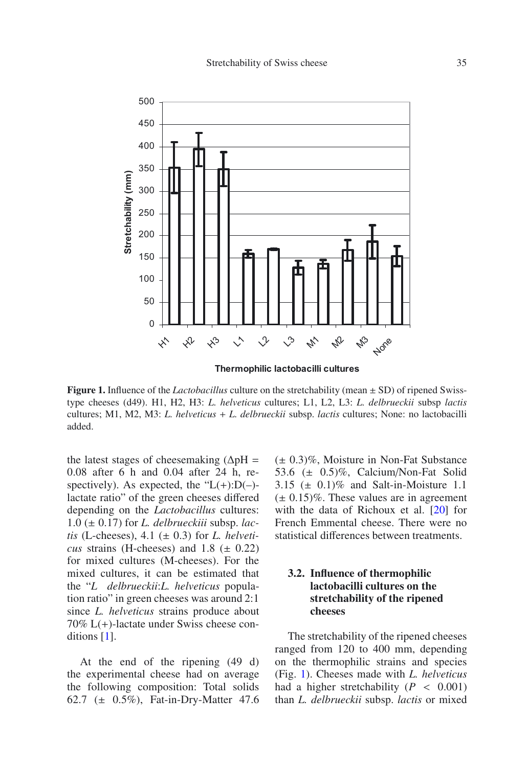**Figure 1.** Influence of the *Lactobacillus* culture on the stretchability (mean ± SD) of ripened Swiss-type cheeses (d49). H1, H2, H3: *L. helveticus* cultures; L1, L2, L3: *L. delbrueckii* subsp *lactis* cultures; M1, M2, M3: *L. helveticus* + *L. delbrueckii* subsp. *lactis* cultures; None: no lactobacilli added.

the latest stages of cheesemaking ($\Delta$pH = 0.08 after 6 h and 0.04 after 24 h, respectively). As expected, the "L(+):D(–)-lactate ratio" of the green cheeses differed depending on the *Lactobacillus* cultures: 1.0 (± 0.17) for *L. delbrueckiii* subsp. *lactis* (L-cheeses), 4.1 (± 0.3) for *L. helveticus* strains (H-cheeses) and 1.8 (± 0.22) for mixed cultures (M-cheeses). For the mixed cultures, it can be estimated that the "*L delbrueckii*:*L. helveticus* population ratio" in green cheeses was around 2:1 since *L. helveticus* strains produce about 70% L(+)-lactate under Swiss cheese conditions [1].

At the end of the ripening (49 d) the experimental cheese had on average the following composition: Total solids 62.7 (± 0.5%), Fat-in-Dry-Matter 47.6 (± 0.3)%, Moisture in Non-Fat Substance 53.6 (± 0.5)%, Calcium/Non-Fat Solid 3.15 (± 0.1)% and Salt-in-Moisture 1.1 (± 0.15)%. These values are in agreement with the data of Richoux et al. [20] for French Emmental cheese. There were no statistical differences between treatments.

### 3.2. Influence of thermophilic lactobacilli cultures on the stretchability of the ripened cheeses

The stretchability of the ripened cheeses ranged from 120 to 400 mm, depending on the thermophilic strains and species (Fig. 1). Cheeses made with *L. helveticus* had a higher stretchability ($P < 0.001$) than *L. delbrueckii* subsp. *lactis* or mixed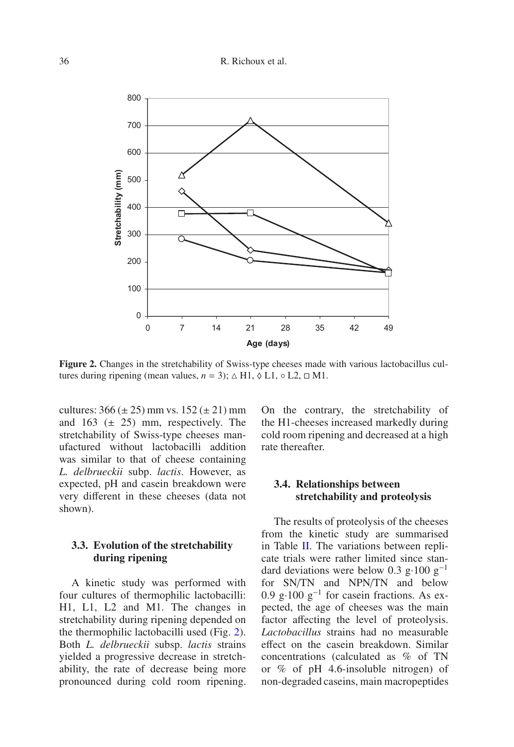**Figure 2.** Changes in the stretchability of Swiss-type cheeses made with various lactobacillus cultures during ripening (mean values, $n = 3$); △ H1, ◊ L1, ○ L2, □ M1.

cultures: 366 (± 25) mm vs. 152 (± 21) mm and 163 (± 25) mm, respectively. The stretchability of Swiss-type cheeses manufactured without lactobacilli addition was similar to that of cheese containing *L. delbrueckii* subp. *lactis*. However, as expected, pH and casein breakdown were very different in these cheeses (data not shown).

### 3.3. Evolution of the stretchability during ripening

A kinetic study was performed with four cultures of thermophilic lactobacilli: H1, L1, L2 and M1. The changes in stretchability during ripening depended on the thermophilic lactobacilli used (Fig. 2). Both *L. delbrueckii* subsp. *lactis* strains yielded a progressive decrease in stretchability, the rate of decrease being more pronounced during cold room ripening. On the contrary, the stretchability of the H1-cheeses increased markedly during cold room ripening and decreased at a high rate thereafter.

### 3.4. Relationships between stretchability and proteolysis

The results of proteolysis of the cheeses from the kinetic study are summarised in Table II. The variations between replicate trials were rather limited since standard deviations were below 0.3 $g \cdot 100\ g^{-1}$ for SN/TN and NPN/TN and below 0.9 $g \cdot 100\ g^{-1}$ for casein fractions. As expected, the age of cheeses was the main factor affecting the level of proteolysis. *Lactobacillus* strains had no measurable effect on the casein breakdown. Similar concentrations (calculated as % of TN or % of pH 4.6-insoluble nitrogen) of non-degraded caseins, main macropeptides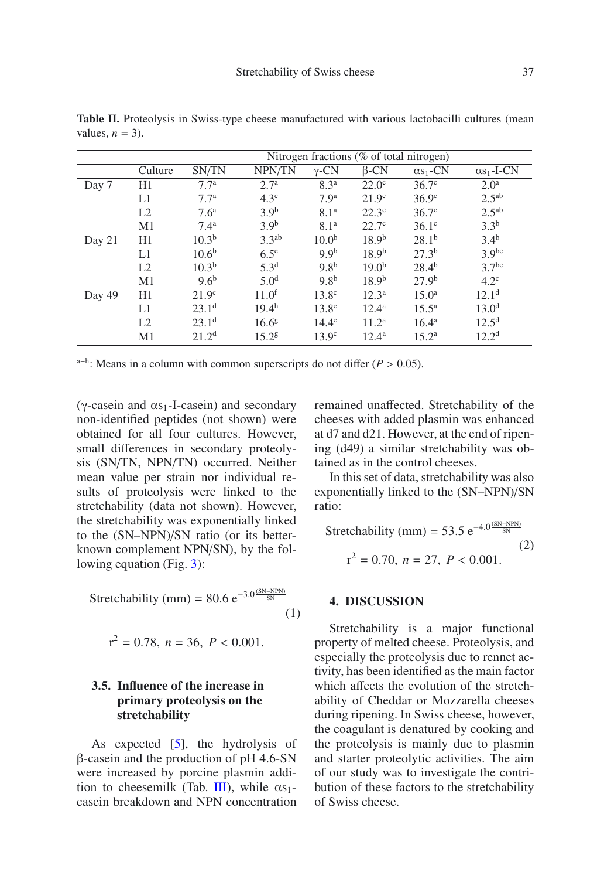**Table II.** Proteolysis in Swiss-type cheese manufactured with various lactobacilli cultures (mean values, $n = 3$).

| | Culture | Nitrogen fractions (% of total nitrogen) | | | | | |
|---|---|---|---|---|---|---|---|
| | | SN/TN | NPN/TN | γ-CN | β-CN | $\alpha s_1$-CN | $\alpha s_1$-I-CN |
| Day 7 | H1 | 7.7[a] | 2.7[a] | 8.3[a] | 22.0[c] | 36.7[c] | 2.0[a] |
| | L1 | 7.7[a] | 4.3[c] | 7.9[a] | 21.9[c] | 36.9[c] | 2.5[ab] |
| | L2 | 7.6[a] | 3.9[b] | 8.1[a] | 22.3[c] | 36.7[c] | 2.5[ab] |
| | M1 | 7.4[a] | 3.9[b] | 8.1[a] | 22.7[c] | 36.1[c] | 3.3[b] |
| Day 21 | H1 | 10.3[b] | 3.3[ab] | 10.0[b] | 18.9[b] | 28.1[b] | 3.4[b] |
| | L1 | 10.6[b] | 6.5[e] | 9.9[b] | 18.9[b] | 27.3[b] | 3.9[bc] |
| | L2 | 10.3[b] | 5.3[d] | 9.8[b] | 19.0[b] | 28.4[b] | 3.7[bc] |
| | M1 | 9.6[b] | 5.0[d] | 9.8[b] | 18.9[b] | 27.9[b] | 4.2[c] |
| Day 49 | H1 | 21.9[c] | 11.0[f] | 13.8[c] | 12.3[a] | 15.0[a] | 12.1[d] |
| | L1 | 23.1[d] | 19.4[h] | 13.8[c] | 12.4[a] | 15.5[a] | 13.0[d] |
| | L2 | 23.1[d] | 16.6[g] | 14.4[c] | 11.2[a] | 16.4[a] | 12.5[d] |
| | M1 | 21.2[d] | 15.2[g] | 13.9[c] | 12.4[a] | 15.2[a] | 12.2[d] |

[a–h]: Means in a column with common superscripts do not differ ($P > 0.05$).

(γ-casein and $\alpha s_1$-I-casein) and secondary non-identified peptides (not shown) were obtained for all four cultures. However, small differences in secondary proteolysis (SN/TN, NPN/TN) occurred. Neither mean value per strain nor individual results of proteolysis were linked to the stretchability (data not shown). However, the stretchability was exponentially linked to the (SN–NPN)/SN ratio (or its better-known complement NPN/SN), by the following equation (Fig. 3):

$$\text{Stretchability (mm)} = 80.6\ e^{-3.0\frac{(SN-NPN)}{SN}} \tag{1}$$

$$r^2 = 0.78,\ n = 36,\ P < 0.001.$$

### 3.5. Influence of the increase in primary proteolysis on the stretchability

As expected [5], the hydrolysis of β-casein and the production of pH 4.6-SN were increased by porcine plasmin addition to cheesemilk (Tab. III), while $\alpha s_1$-casein breakdown and NPN concentration remained unaffected. Stretchability of the cheeses with added plasmin was enhanced at d7 and d21. However, at the end of ripening (d49) a similar stretchability was obtained as in the control cheeses.

In this set of data, stretchability was also exponentially linked to the (SN–NPN)/SN ratio:

$$\text{Stretchability (mm)} = 53.5\ e^{-4.0\frac{(SN-NPN)}{SN}} \tag{2}$$

$$r^2 = 0.70,\ n = 27,\ P < 0.001.$$

## 4. DISCUSSION

Stretchability is a major functional property of melted cheese. Proteolysis, and especially the proteolysis due to rennet activity, has been identified as the main factor which affects the evolution of the stretchability of Cheddar or Mozzarella cheeses during ripening. In Swiss cheese, however, the coagulant is denatured by cooking and the proteolysis is mainly due to plasmin and starter proteolytic activities. The aim of our study was to investigate the contribution of these factors to the stretchability of Swiss cheese.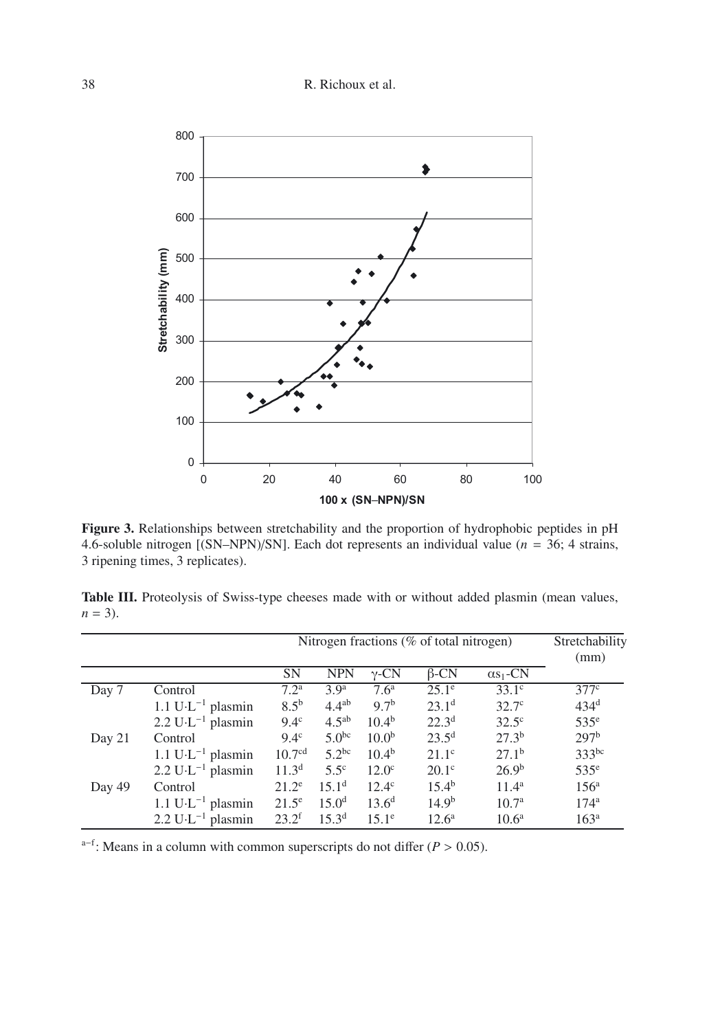**Figure 3.** Relationships between stretchability and the proportion of hydrophobic peptides in pH 4.6-soluble nitrogen [(SN–NPN)/SN]. Each dot represents an individual value ($n$ = 36; 4 strains, 3 ripening times, 3 replicates).

**Table III.** Proteolysis of Swiss-type cheeses made with or without added plasmin (mean values, $n$ = 3).

| | | Nitrogen fractions (% of total nitrogen) | | | | | Stretchability (mm) |
|---|---|---|---|---|---|---|---|
| | | SN | NPN | γ-CN | β-CN | $\alpha s_1$-CN | |
| Day 7 | Control | $7.2^{a}$ | $3.9^{a}$ | $7.6^{a}$ | $25.1^{e}$ | $33.1^{c}$ | $377^{c}$ |
| | 1.1 $U \cdot L^{-1}$ plasmin | $8.5^{b}$ | $4.4^{ab}$ | $9.7^{b}$ | $23.1^{d}$ | $32.7^{c}$ | $434^{d}$ |
| | 2.2 $U \cdot L^{-1}$ plasmin | $9.4^{c}$ | $4.5^{ab}$ | $10.4^{b}$ | $22.3^{d}$ | $32.5^{c}$ | $535^{e}$ |
| Day 21 | Control | $9.4^{c}$ | $5.0^{bc}$ | $10.0^{b}$ | $23.5^{d}$ | $27.3^{b}$ | $297^{b}$ |
| | 1.1 $U \cdot L^{-1}$ plasmin | $10.7^{cd}$ | $5.2^{bc}$ | $10.4^{b}$ | $21.1^{c}$ | $27.1^{b}$ | $333^{bc}$ |
| | 2.2 $U \cdot L^{-1}$ plasmin | $11.3^{d}$ | $5.5^{c}$ | $12.0^{c}$ | $20.1^{c}$ | $26.9^{b}$ | $535^{e}$ |
| Day 49 | Control | $21.2^{e}$ | $15.1^{d}$ | $12.4^{c}$ | $15.4^{b}$ | $11.4^{a}$ | $156^{a}$ |
| | 1.1 $U \cdot L^{-1}$ plasmin | $21.5^{e}$ | $15.0^{d}$ | $13.6^{d}$ | $14.9^{b}$ | $10.7^{a}$ | $174^{a}$ |
| | 2.2 $U \cdot L^{-1}$ plasmin | $23.2^{f}$ | $15.3^{d}$ | $15.1^{e}$ | $12.6^{a}$ | $10.6^{a}$ | $163^{a}$ |

a–f: Means in a column with common superscripts do not differ ($P > 0.05$).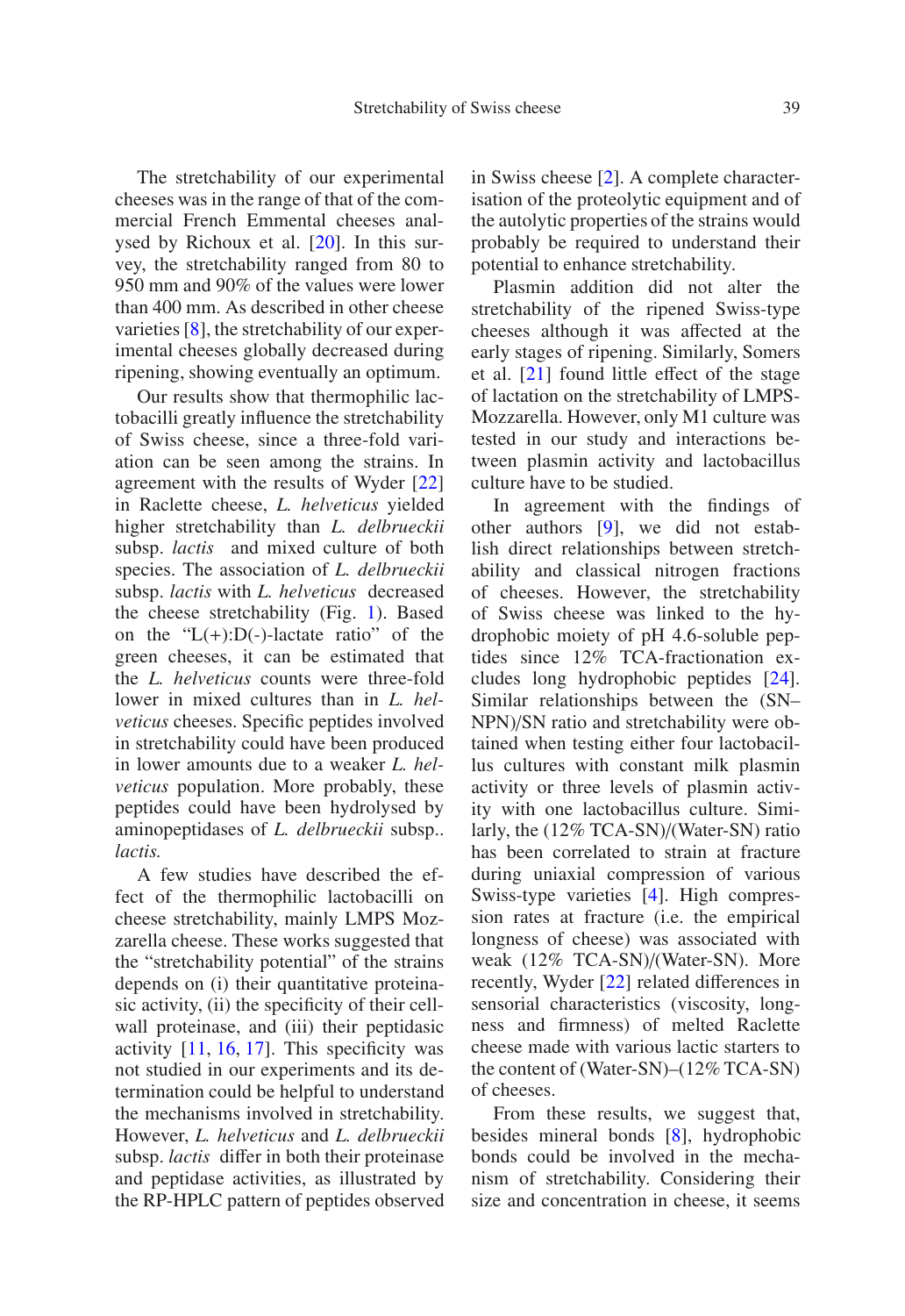The stretchability of our experimental cheeses was in the range of that of the commercial French Emmental cheeses analysed by Richoux et al. [20]. In this survey, the stretchability ranged from 80 to 950 mm and 90% of the values were lower than 400 mm. As described in other cheese varieties [8], the stretchability of our experimental cheeses globally decreased during ripening, showing eventually an optimum.

Our results show that thermophilic lactobacilli greatly influence the stretchability of Swiss cheese, since a three-fold variation can be seen among the strains. In agreement with the results of Wyder [22] in Raclette cheese, *L. helveticus* yielded higher stretchability than *L. delbrueckii* subsp. *lactis* and mixed culture of both species. The association of *L. delbrueckii* subsp. *lactis* with *L. helveticus* decreased the cheese stretchability (Fig. 1). Based on the "L(+):D(-)-lactate ratio" of the green cheeses, it can be estimated that the *L. helveticus* counts were three-fold lower in mixed cultures than in *L. helveticus* cheeses. Specific peptides involved in stretchability could have been produced in lower amounts due to a weaker *L. helveticus* population. More probably, these peptides could have been hydrolysed by aminopeptidases of *L. delbrueckii* subsp.. *lactis.*

A few studies have described the effect of the thermophilic lactobacilli on cheese stretchability, mainly LMPS Mozzarella cheese. These works suggested that the "stretchability potential" of the strains depends on (i) their quantitative proteinasic activity, (ii) the specificity of their cell-wall proteinase, and (iii) their peptidasic activity [11, 16, 17]. This specificity was not studied in our experiments and its determination could be helpful to understand the mechanisms involved in stretchability. However, *L. helveticus* and *L. delbrueckii* subsp. *lactis* differ in both their proteinase and peptidase activities, as illustrated by the RP-HPLC pattern of peptides observed in Swiss cheese [2]. A complete characterisation of the proteolytic equipment and of the autolytic properties of the strains would probably be required to understand their potential to enhance stretchability.

Plasmin addition did not alter the stretchability of the ripened Swiss-type cheeses although it was affected at the early stages of ripening. Similarly, Somers et al. [21] found little effect of the stage of lactation on the stretchability of LMPS-Mozzarella. However, only M1 culture was tested in our study and interactions between plasmin activity and lactobacillus culture have to be studied.

In agreement with the findings of other authors [9], we did not establish direct relationships between stretchability and classical nitrogen fractions of cheeses. However, the stretchability of Swiss cheese was linked to the hydrophobic moiety of pH 4.6-soluble peptides since 12% TCA-fractionation excludes long hydrophobic peptides [24]. Similar relationships between the (SN–NPN)/SN ratio and stretchability were obtained when testing either four lactobacillus cultures with constant milk plasmin activity or three levels of plasmin activity with one lactobacillus culture. Similarly, the (12% TCA-SN)/(Water-SN) ratio has been correlated to strain at fracture during uniaxial compression of various Swiss-type varieties [4]. High compression rates at fracture (i.e. the empirical longness of cheese) was associated with weak (12% TCA-SN)/(Water-SN). More recently, Wyder [22] related differences in sensorial characteristics (viscosity, longness and firmness) of melted Raclette cheese made with various lactic starters to the content of (Water-SN)–(12% TCA-SN) of cheeses.

From these results, we suggest that, besides mineral bonds [8], hydrophobic bonds could be involved in the mechanism of stretchability. Considering their size and concentration in cheese, it seems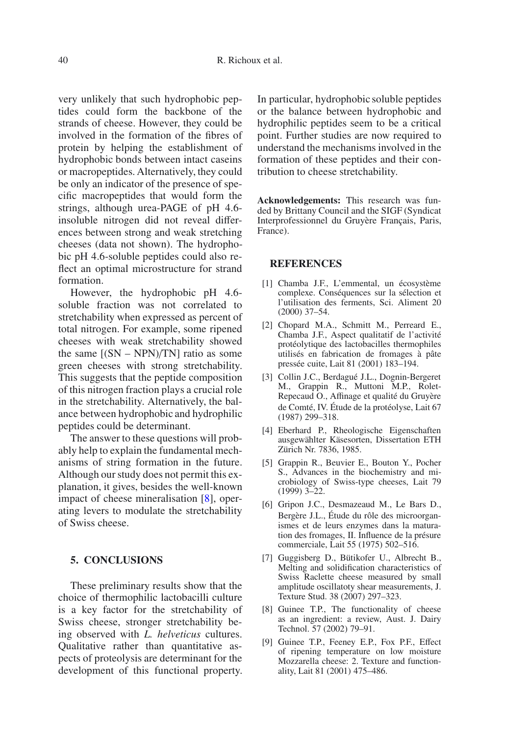very unlikely that such hydrophobic peptides could form the backbone of the strands of cheese. However, they could be involved in the formation of the fibres of protein by helping the establishment of hydrophobic bonds between intact caseins or macropeptides. Alternatively, they could be only an indicator of the presence of specific macropeptides that would form the strings, although urea-PAGE of pH 4.6-insoluble nitrogen did not reveal differences between strong and weak stretching cheeses (data not shown). The hydrophobic pH 4.6-soluble peptides could also reflect an optimal microstructure for strand formation.

However, the hydrophobic pH 4.6-soluble fraction was not correlated to stretchability when expressed as percent of total nitrogen. For example, some ripened cheeses with weak stretchability showed the same [(SN – NPN)/TN] ratio as some green cheeses with strong stretchability. This suggests that the peptide composition of this nitrogen fraction plays a crucial role in the stretchability. Alternatively, the balance between hydrophobic and hydrophilic peptides could be determinant.

The answer to these questions will probably help to explain the fundamental mechanisms of string formation in the future. Although our study does not permit this explanation, it gives, besides the well-known impact of cheese mineralisation [8], operating levers to modulate the stretchability of Swiss cheese.

## 5. CONCLUSIONS

These preliminary results show that the choice of thermophilic lactobacilli culture is a key factor for the stretchability of Swiss cheese, stronger stretchability being observed with *L. helveticus* cultures. Qualitative rather than quantitative aspects of proteolysis are determinant for the development of this functional property. In particular, hydrophobic soluble peptides or the balance between hydrophobic and hydrophilic peptides seem to be a critical point. Further studies are now required to understand the mechanisms involved in the formation of these peptides and their contribution to cheese stretchability.

**Acknowledgements:** This research was funded by Brittany Council and the SIGF (Syndicat Interprofessionnel du Gruyère Français, Paris, France).

## REFERENCES

[1] Chamba J.F., L'emmental, un écosystème complexe. Conséquences sur la sélection et l'utilisation des ferments, Sci. Aliment 20 (2000) 37–54.

[2] Chopard M.A., Schmitt M., Perreard E., Chamba J.F., Aspect qualitatif de l'activité protéolytique des lactobacilles thermophiles utilisés en fabrication de fromages à pâte pressée cuite, Lait 81 (2001) 183–194.

[3] Collin J.C., Berdagué J.L., Dognin-Bergeret M., Grappin R., Muttoni M.P., Rolet-Repecaud O., Affinage et qualité du Gruyère de Comté, IV. Étude de la protéolyse, Lait 67 (1987) 299–318.

[4] Eberhard P., Rheologische Eigenschaften ausgewählter Käsesorten, Dissertation ETH Zürich Nr. 7836, 1985.

[5] Grappin R., Beuvier E., Bouton Y., Pocher S., Advances in the biochemistry and microbiology of Swiss-type cheeses, Lait 79 (1999) 3–22.

[6] Gripon J.C., Desmazeaud M., Le Bars D., Bergère J.L., Étude du rôle des microorganismes et de leurs enzymes dans la maturation des fromages, II. Influence de la présure commerciale, Lait 55 (1975) 502–516.

[7] Guggisberg D., Bütikofer U., Albrecht B., Melting and solidification characteristics of Swiss Raclette cheese measured by small amplitude oscillatoty shear measurements, J. Texture Stud. 38 (2007) 297–323.

[8] Guinee T.P., The functionality of cheese as an ingredient: a review, Aust. J. Dairy Technol. 57 (2002) 79–91.

[9] Guinee T.P., Feeney E.P., Fox P.F., Effect of ripening temperature on low moisture Mozzarella cheese: 2. Texture and functionality, Lait 81 (2001) 475–486.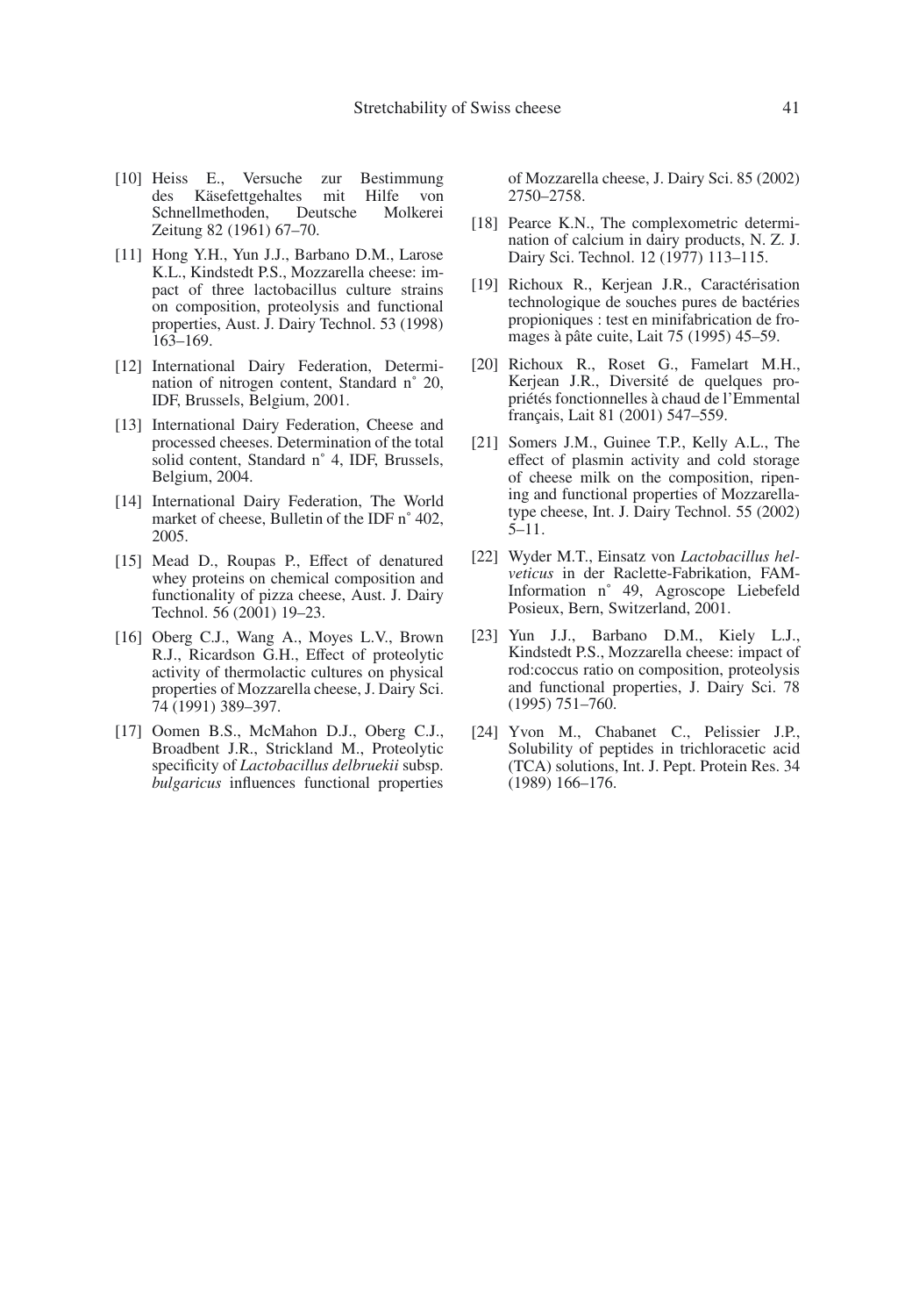[10] Heiss E., Versuche zur Bestimmung des Käsefettgehaltes mit Hilfe von Schnellmethoden, Deutsche Molkerei Zeitung 82 (1961) 67–70.

[11] Hong Y.H., Yun J.J., Barbano D.M., Larose K.L., Kindstedt P.S., Mozzarella cheese: impact of three lactobacillus culture strains on composition, proteolysis and functional properties, Aust. J. Dairy Technol. 53 (1998) 163–169.

[12] International Dairy Federation, Determination of nitrogen content, Standard n° 20, IDF, Brussels, Belgium, 2001.

[13] International Dairy Federation, Cheese and processed cheeses. Determination of the total solid content, Standard n° 4, IDF, Brussels, Belgium, 2004.

[14] International Dairy Federation, The World market of cheese, Bulletin of the IDF n° 402, 2005.

[15] Mead D., Roupas P., Effect of denatured whey proteins on chemical composition and functionality of pizza cheese, Aust. J. Dairy Technol. 56 (2001) 19–23.

[16] Oberg C.J., Wang A., Moyes L.V., Brown R.J., Ricardson G.H., Effect of proteolytic activity of thermolactic cultures on physical properties of Mozzarella cheese, J. Dairy Sci. 74 (1991) 389–397.

[17] Oomen B.S., McMahon D.J., Oberg C.J., Broadbent J.R., Strickland M., Proteolytic specificity of *Lactobacillus delbruekii* subsp. *bulgaricus* influences functional properties of Mozzarella cheese, J. Dairy Sci. 85 (2002) 2750–2758.

[18] Pearce K.N., The complexometric determination of calcium in dairy products, N. Z. J. Dairy Sci. Technol. 12 (1977) 113–115.

[19] Richoux R., Kerjean J.R., Caractérisation technologique de souches pures de bactéries propioniques : test en minifabrication de fromages à pâte cuite, Lait 75 (1995) 45–59.

[20] Richoux R., Roset G., Famelart M.H., Kerjean J.R., Diversité de quelques propriétés fonctionnelles à chaud de l'Emmental français, Lait 81 (2001) 547–559.

[21] Somers J.M., Guinee T.P., Kelly A.L., The effect of plasmin activity and cold storage of cheese milk on the composition, ripening and functional properties of Mozzarella-type cheese, Int. J. Dairy Technol. 55 (2002) 5–11.

[22] Wyder M.T., Einsatz von *Lactobacillus helveticus* in der Raclette-Fabrikation, FAM-Information n° 49, Agroscope Liebefeld Posieux, Bern, Switzerland, 2001.

[23] Yun J.J., Barbano D.M., Kiely L.J., Kindstedt P.S., Mozzarella cheese: impact of rod:coccus ratio on composition, proteolysis and functional properties, J. Dairy Sci. 78 (1995) 751–760.

[24] Yvon M., Chabanet C., Pelissier J.P., Solubility of peptides in trichloracetic acid (TCA) solutions, Int. J. Pept. Protein Res. 34 (1989) 166–176.